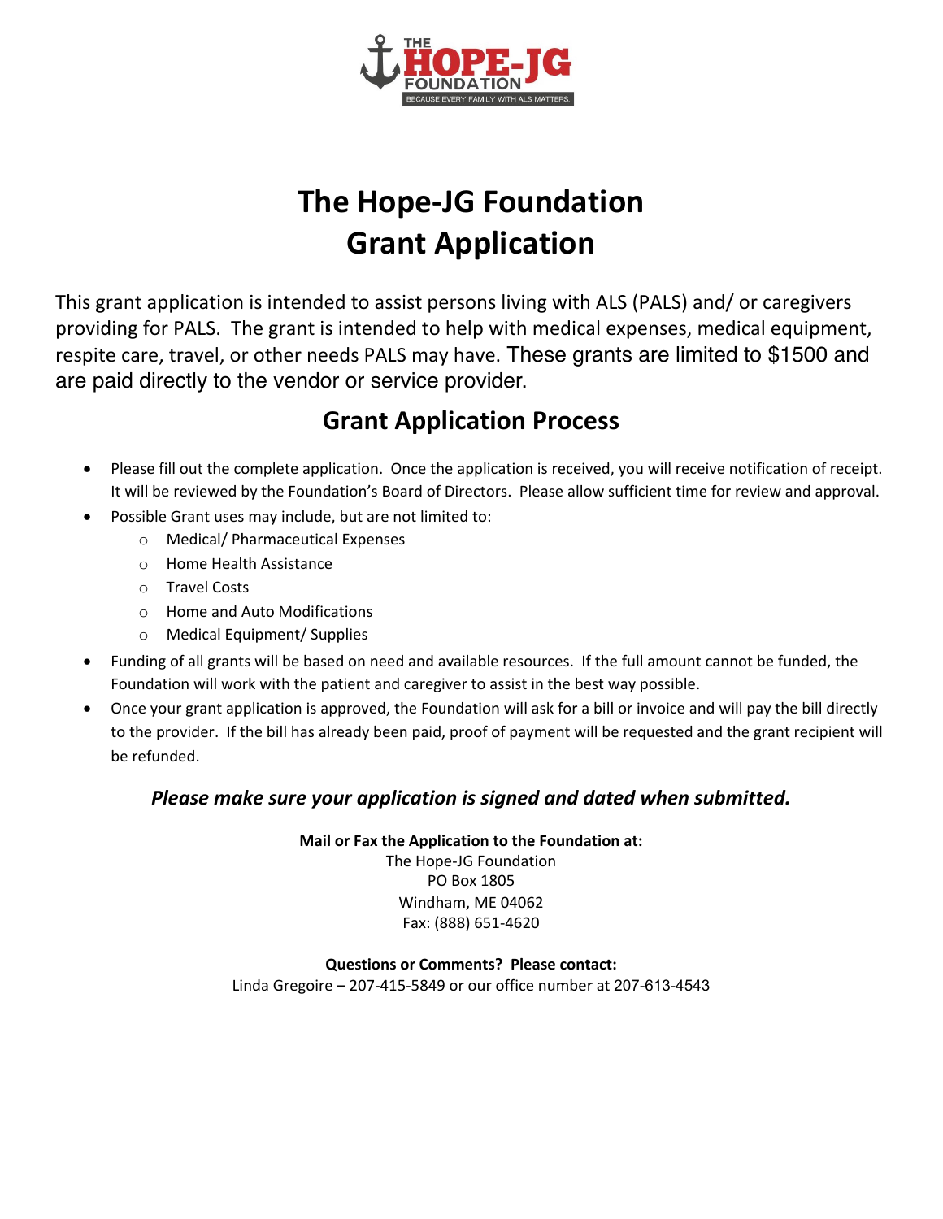THE HOPE-JG FOUNDATION

BECAUSE EVERY FAMILY WITH ALS MATTERS.

# The Hope-JG Foundation
# Grant Application

This grant application is intended to assist persons living with ALS (PALS) and/ or caregivers providing for PALS. The grant is intended to help with medical expenses, medical equipment, respite care, travel, or other needs PALS may have. These grants are limited to $1500 and are paid directly to the vendor or service provider.

## Grant Application Process

- Please fill out the complete application. Once the application is received, you will receive notification of receipt. It will be reviewed by the Foundation's Board of Directors. Please allow sufficient time for review and approval.
- Possible Grant uses may include, but are not limited to:
  - Medical/ Pharmaceutical Expenses
  - Home Health Assistance
  - Travel Costs
  - Home and Auto Modifications
  - Medical Equipment/ Supplies
- Funding of all grants will be based on need and available resources. If the full amount cannot be funded, the Foundation will work with the patient and caregiver to assist in the best way possible.
- Once your grant application is approved, the Foundation will ask for a bill or invoice and will pay the bill directly to the provider. If the bill has already been paid, proof of payment will be requested and the grant recipient will be refunded.

***Please make sure your application is signed and dated when submitted.***

**Mail or Fax the Application to the Foundation at:**
The Hope-JG Foundation
PO Box 1805
Windham, ME 04062
Fax: (888) 651-4620

**Questions or Comments? Please contact:**
Linda Gregoire – 207-415-5849 or our office number at 207-613-4543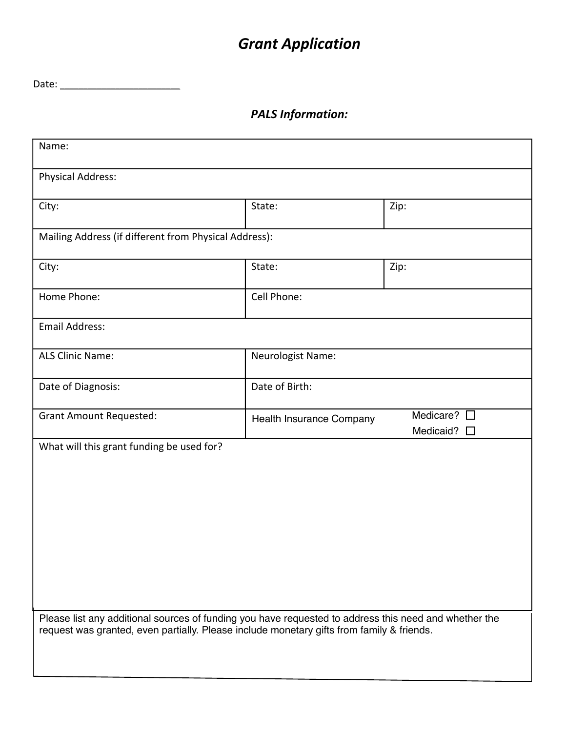# *Grant Application*

Date: ______________________

## *PALS Information:*

| Name: | | |
|---|---|---|
| Physical Address: | | |
| City: | State: | Zip: |
| Mailing Address (if different from Physical Address): | | |
| City: | State: | Zip: |
| Home Phone: | Cell Phone: | |
| Email Address: | | |
| ALS Clinic Name: | Neurologist Name: | |
| Date of Diagnosis: | Date of Birth: | |
| Grant Amount Requested: | Health Insurance Company | Medicare? ☐<br>Medicaid? ☐ |
| What will this grant funding be used for? | | |
| Please list any additional sources of funding you have requested to address this need and whether the request was granted, even partially. Please include monetary gifts from family & friends. | | |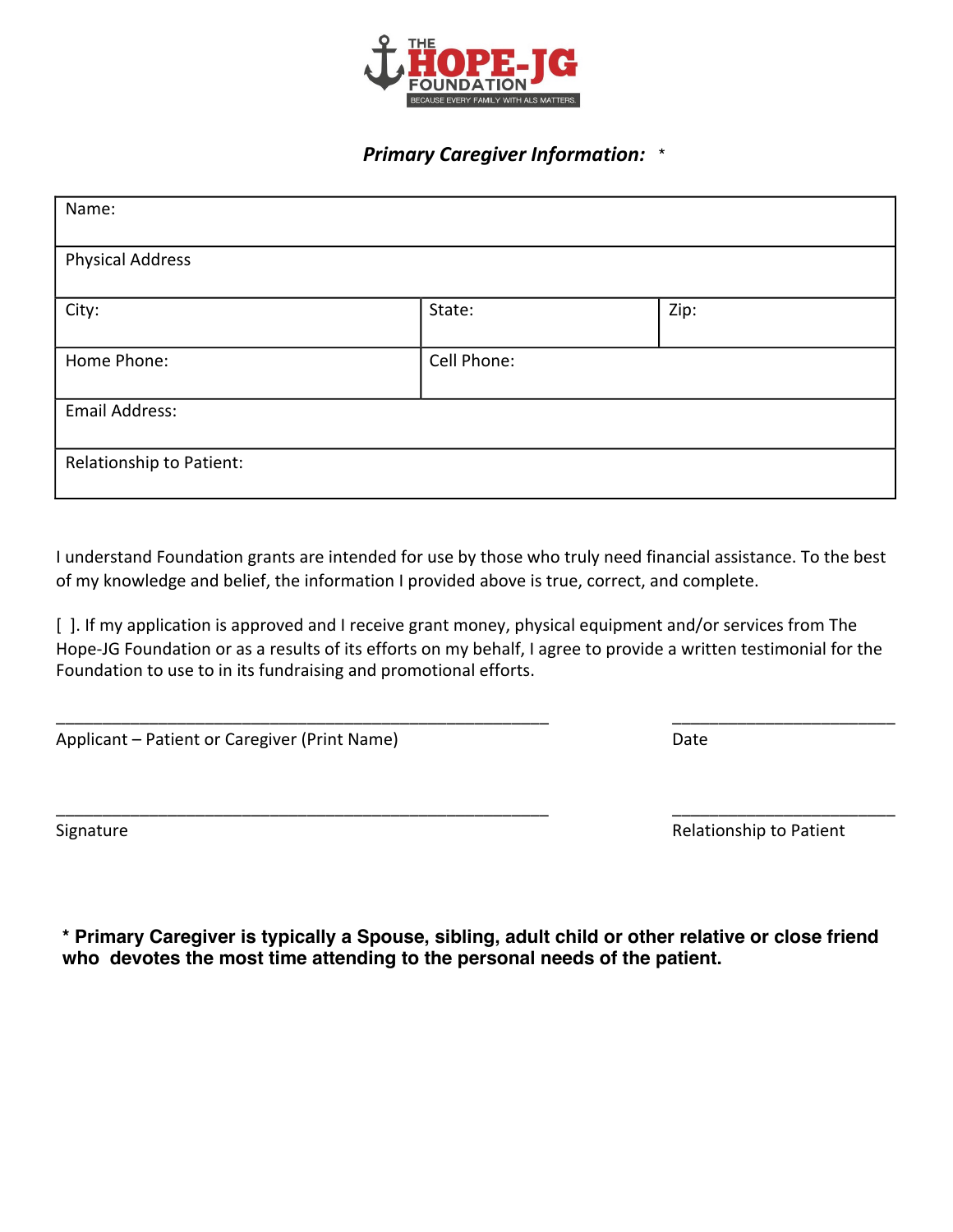THE HOPE-JG FOUNDATION
BECAUSE EVERY FAMILY WITH ALS MATTERS.

## *Primary Caregiver Information:* *

| | | |
|---|---|---|
| Name: | | |
| Physical Address | | |
| City: | State: | Zip: |
| Home Phone: | Cell Phone: | |
| Email Address: | | |
| Relationship to Patient: | | |

I understand Foundation grants are intended for use by those who truly need financial assistance. To the best of my knowledge and belief, the information I provided above is true, correct, and complete.

[ ]. If my application is approved and I receive grant money, physical equipment and/or services from The Hope-JG Foundation or as a results of its efforts on my behalf, I agree to provide a written testimonial for the Foundation to use to in its fundraising and promotional efforts.

\_\_\_\_\_\_\_\_\_\_\_\_\_\_\_\_\_\_\_\_\_\_\_\_\_\_\_\_\_\_\_\_\_\_\_\_\_\_\_\_\_\_\_\_\_\_ \_\_\_\_\_\_\_\_\_\_\_\_\_\_\_\_\_\_\_\_\_\_\_\_

Applicant – Patient or Caregiver (Print Name) Date

\_\_\_\_\_\_\_\_\_\_\_\_\_\_\_\_\_\_\_\_\_\_\_\_\_\_\_\_\_\_\_\_\_\_\_\_\_\_\_\_\_\_\_\_\_\_ \_\_\_\_\_\_\_\_\_\_\_\_\_\_\_\_\_\_\_\_\_\_\_\_

Signature Relationship to Patient

**\* Primary Caregiver is typically a Spouse, sibling, adult child or other relative or close friend who devotes the most time attending to the personal needs of the patient.**